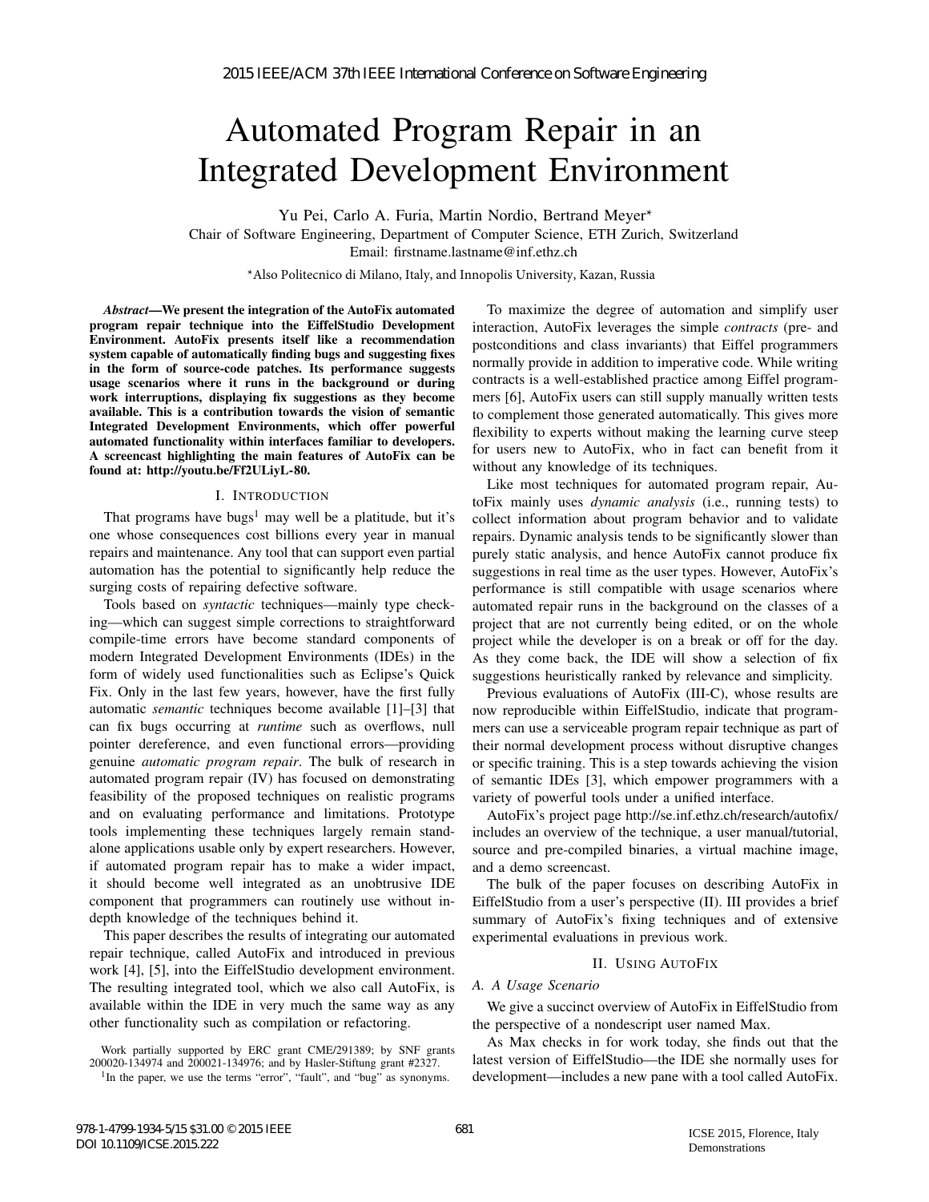# Automated Program Repair in an Integrated Development Environment

Yu Pei, Carlo A. Furia, Martin Nordio, Bertrand Meyer*

Chair of Software Engineering, Department of Computer Science, ETH Zurich, Switzerland

Email: firstname.lastname@inf.ethz.ch

*Also Politecnico di Milano, Italy, and Innopolis University, Kazan, Russia

***Abstract*—We present the integration of the AutoFix automated program repair technique into the EiffelStudio Development Environment. AutoFix presents itself like a recommendation system capable of automatically finding bugs and suggesting fixes in the form of source-code patches. Its performance suggests usage scenarios where it runs in the background or during work interruptions, displaying fix suggestions as they become available. This is a contribution towards the vision of semantic Integrated Development Environments, which offer powerful automated functionality within interfaces familiar to developers. A screencast highlighting the main features of AutoFix can be found at: http://youtu.be/Ff2ULiyL-80.**

## I. Introduction

That programs have bugs[1] may well be a platitude, but it's one whose consequences cost billions every year in manual repairs and maintenance. Any tool that can support even partial automation has the potential to significantly help reduce the surging costs of repairing defective software.

Tools based on *syntactic* techniques—mainly type checking—which can suggest simple corrections to straightforward compile-time errors have become standard components of modern Integrated Development Environments (IDEs) in the form of widely used functionalities such as Eclipse's Quick Fix. Only in the last few years, however, have the first fully automatic *semantic* techniques become available [1]–[3] that can fix bugs occurring at *runtime* such as overflows, null pointer dereference, and even functional errors—providing genuine *automatic program repair*. The bulk of research in automated program repair (IV) has focused on demonstrating feasibility of the proposed techniques on realistic programs and on evaluating performance and limitations. Prototype tools implementing these techniques largely remain standalone applications usable only by expert researchers. However, if automated program repair has to make a wider impact, it should become well integrated as an unobtrusive IDE component that programmers can routinely use without in-depth knowledge of the techniques behind it.

This paper describes the results of integrating our automated repair technique, called AutoFix and introduced in previous work [4], [5], into the EiffelStudio development environment. The resulting integrated tool, which we also call AutoFix, is available within the IDE in very much the same way as any other functionality such as compilation or refactoring.

Work partially supported by ERC grant CME/291389; by SNF grants 200020-134974 and 200021-134976; and by Hasler-Stiftung grant #2327.

[1] In the paper, we use the terms "error", "fault", and "bug" as synonyms.

To maximize the degree of automation and simplify user interaction, AutoFix leverages the simple *contracts* (pre- and postconditions and class invariants) that Eiffel programmers normally provide in addition to imperative code. While writing contracts is a well-established practice among Eiffel programmers [6], AutoFix users can still supply manually written tests to complement those generated automatically. This gives more flexibility to experts without making the learning curve steep for users new to AutoFix, who in fact can benefit from it without any knowledge of its techniques.

Like most techniques for automated program repair, AutoFix mainly uses *dynamic analysis* (i.e., running tests) to collect information about program behavior and to validate repairs. Dynamic analysis tends to be significantly slower than purely static analysis, and hence AutoFix cannot produce fix suggestions in real time as the user types. However, AutoFix's performance is still compatible with usage scenarios where automated repair runs in the background on the classes of a project that are not currently being edited, or on the whole project while the developer is on a break or off for the day. As they come back, the IDE will show a selection of fix suggestions heuristically ranked by relevance and simplicity.

Previous evaluations of AutoFix (III-C), whose results are now reproducible within EiffelStudio, indicate that programmers can use a serviceable program repair technique as part of their normal development process without disruptive changes or specific training. This is a step towards achieving the vision of semantic IDEs [3], which empower programmers with a variety of powerful tools under a unified interface.

AutoFix's project page http://se.inf.ethz.ch/research/autofix/ includes an overview of the technique, a user manual/tutorial, source and pre-compiled binaries, a virtual machine image, and a demo screencast.

The bulk of the paper focuses on describing AutoFix in EiffelStudio from a user's perspective (II). III provides a brief summary of AutoFix's fixing techniques and of extensive experimental evaluations in previous work.

## II. Using AutoFix

### A. A Usage Scenario

We give a succinct overview of AutoFix in EiffelStudio from the perspective of a nondescript user named Max.

As Max checks in for work today, she finds out that the latest version of EiffelStudio—the IDE she normally uses for development—includes a new pane with a tool called AutoFix.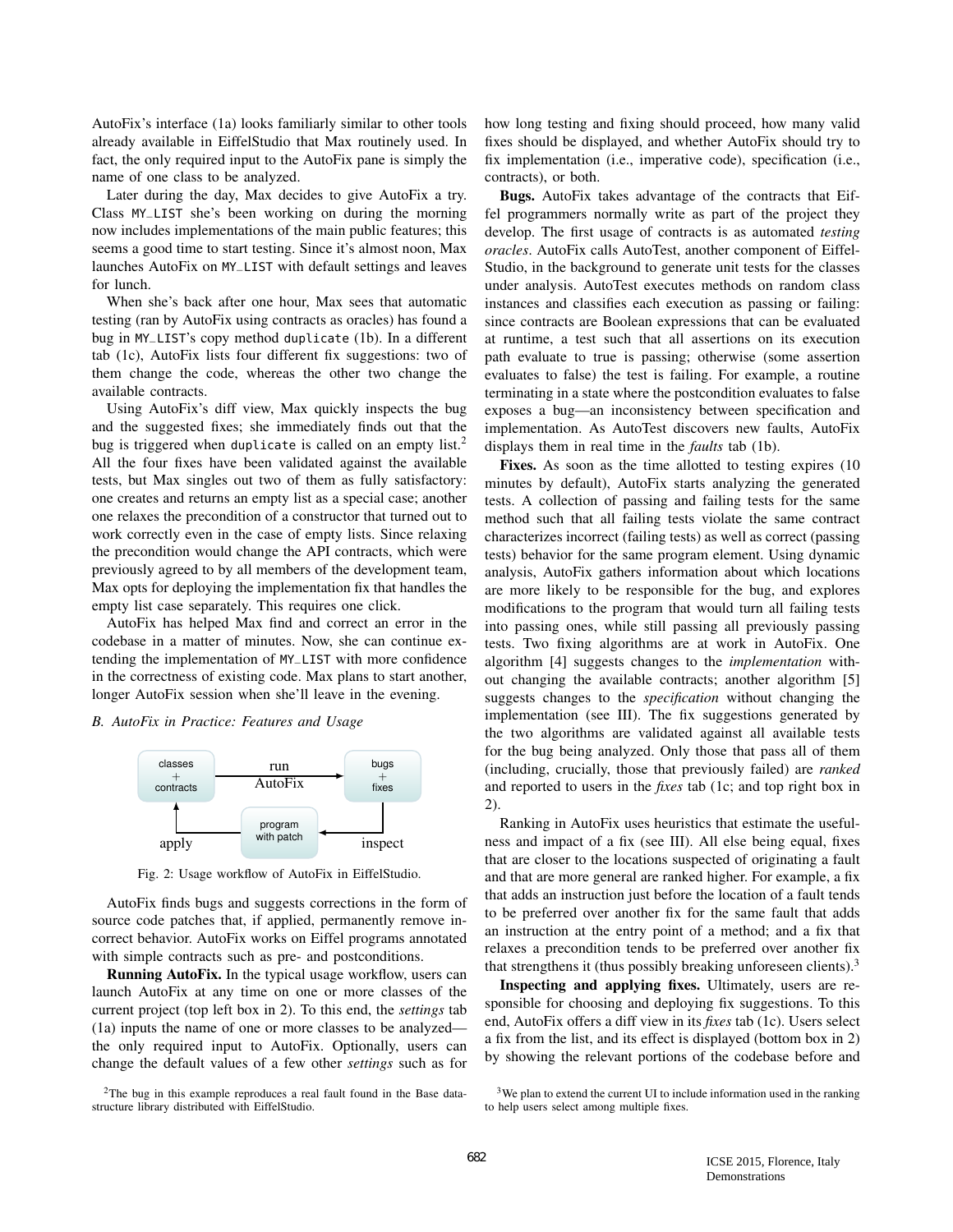AutoFix's interface (1a) looks familiarly similar to other tools already available in EiffelStudio that Max routinely used. In fact, the only required input to the AutoFix pane is simply the name of one class to be analyzed.

Later during the day, Max decides to give AutoFix a try. Class `MY_LIST` she's been working on during the morning now includes implementations of the main public features; this seems a good time to start testing. Since it's almost noon, Max launches AutoFix on `MY_LIST` with default settings and leaves for lunch.

When she's back after one hour, Max sees that automatic testing (ran by AutoFix using contracts as oracles) has found a bug in `MY_LIST`'s copy method `duplicate` (1b). In a different tab (1c), AutoFix lists four different fix suggestions: two of them change the code, whereas the other two change the available contracts.

Using AutoFix's diff view, Max quickly inspects the bug and the suggested fixes; she immediately finds out that the bug is triggered when `duplicate` is called on an empty list.[2] All the four fixes have been validated against the available tests, but Max singles out two of them as fully satisfactory: one creates and returns an empty list as a special case; another one relaxes the precondition of a constructor that turned out to work correctly even in the case of empty lists. Since relaxing the precondition would change the API contracts, which were previously agreed to by all members of the development team, Max opts for deploying the implementation fix that handles the empty list case separately. This requires one click.

AutoFix has helped Max find and correct an error in the codebase in a matter of minutes. Now, she can continue extending the implementation of `MY_LIST` with more confidence in the correctness of existing code. Max plans to start another, longer AutoFix session when she'll leave in the evening.

### B. AutoFix in Practice: Features and Usage

classes + contracts

run AutoFix

bugs + fixes

inspect

program with patch

apply

Fig. 2: Usage workflow of AutoFix in EiffelStudio.

AutoFix finds bugs and suggests corrections in the form of source code patches that, if applied, permanently remove incorrect behavior. AutoFix works on Eiffel programs annotated with simple contracts such as pre- and postconditions.

**Running AutoFix.** In the typical usage workflow, users can launch AutoFix at any time on one or more classes of the current project (top left box in 2). To this end, the *settings* tab (1a) inputs the name of one or more classes to be analyzed—the only required input to AutoFix. Optionally, users can change the default values of a few other *settings* such as for how long testing and fixing should proceed, how many valid fixes should be displayed, and whether AutoFix should try to fix implementation (i.e., imperative code), specification (i.e., contracts), or both.

**Bugs.** AutoFix takes advantage of the contracts that Eiffel programmers normally write as part of the project they develop. The first usage of contracts is as automated *testing oracles*. AutoFix calls AutoTest, another component of EiffelStudio, in the background to generate unit tests for the classes under analysis. AutoTest executes methods on random class instances and classifies each execution as passing or failing: since contracts are Boolean expressions that can be evaluated at runtime, a test such that all assertions on its execution path evaluate to true is passing; otherwise (some assertion evaluates to false) the test is failing. For example, a routine terminating in a state where the postcondition evaluates to false exposes a bug—an inconsistency between specification and implementation. As AutoTest discovers new faults, AutoFix displays them in real time in the *faults* tab (1b).

**Fixes.** As soon as the time allotted to testing expires (10 minutes by default), AutoFix starts analyzing the generated tests. A collection of passing and failing tests for the same method such that all failing tests violate the same contract characterizes incorrect (failing tests) as well as correct (passing tests) behavior for the same program element. Using dynamic analysis, AutoFix gathers information about which locations are more likely to be responsible for the bug, and explores modifications to the program that would turn all failing tests into passing ones, while still passing all previously passing tests. Two fixing algorithms are at work in AutoFix. One algorithm [4] suggests changes to the *implementation* without changing the available contracts; another algorithm [5] suggests changes to the *specification* without changing the implementation (see III). The fix suggestions generated by the two algorithms are validated against all available tests for the bug being analyzed. Only those that pass all of them (including, crucially, those that previously failed) are *ranked* and reported to users in the *fixes* tab (1c; and top right box in 2).

Ranking in AutoFix uses heuristics that estimate the usefulness and impact of a fix (see III). All else being equal, fixes that are closer to the locations suspected of originating a fault and that are more general are ranked higher. For example, a fix that adds an instruction just before the location of a fault tends to be preferred over another fix for the same fault that adds an instruction at the entry point of a method; and a fix that relaxes a precondition tends to be preferred over another fix that strengthens it (thus possibly breaking unforeseen clients).[3]

**Inspecting and applying fixes.** Ultimately, users are responsible for choosing and deploying fix suggestions. To this end, AutoFix offers a diff view in its *fixes* tab (1c). Users select a fix from the list, and its effect is displayed (bottom box in 2) by showing the relevant portions of the codebase before and

[2] The bug in this example reproduces a real fault found in the Base data-structure library distributed with EiffelStudio.

[3] We plan to extend the current UI to include information used in the ranking to help users select among multiple fixes.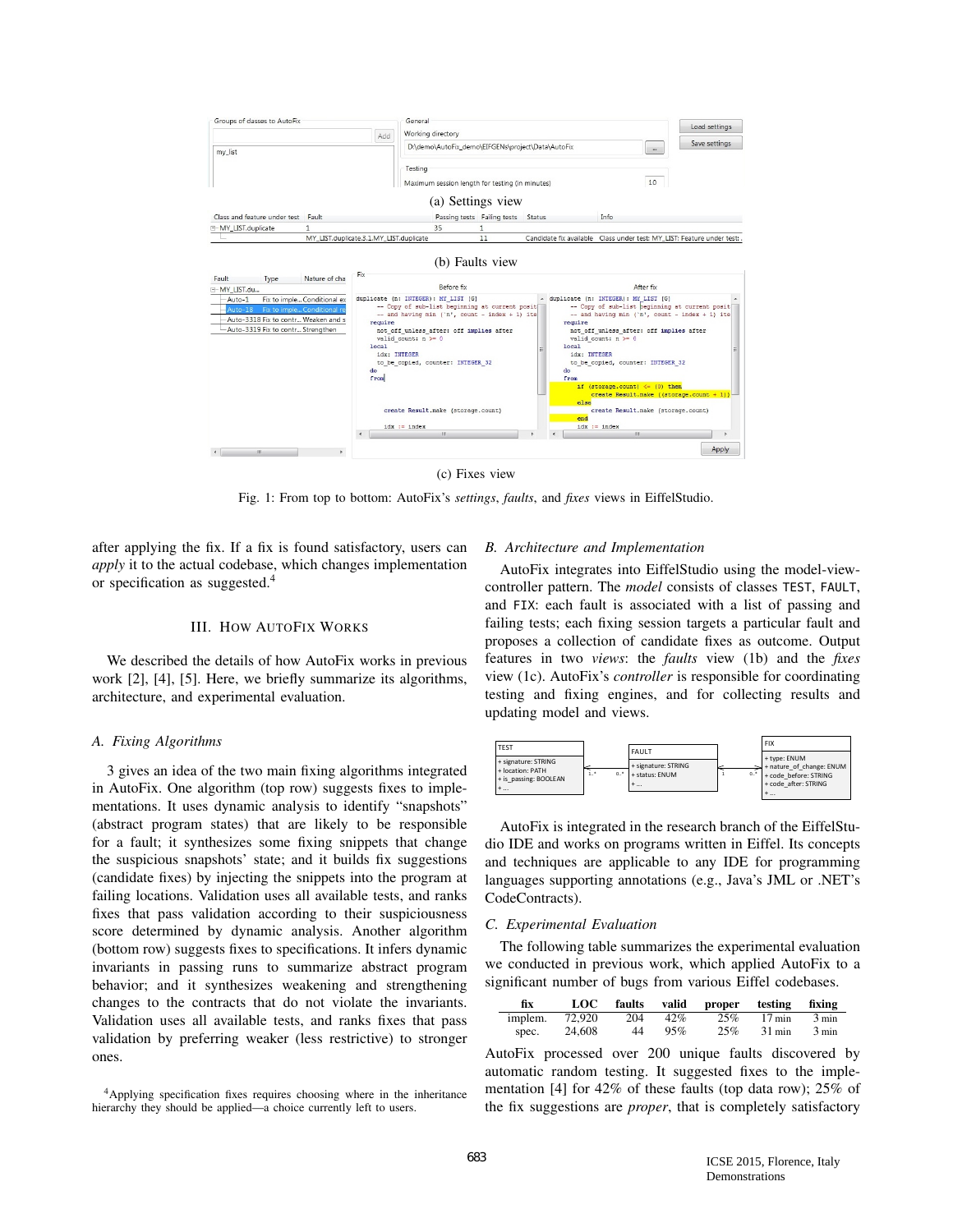(a) Settings view

(b) Faults view

(c) Fixes view

Fig. 1: From top to bottom: AutoFix's *settings*, *faults*, and *fixes* views in EiffelStudio.

after applying the fix. If a fix is found satisfactory, users can *apply* it to the actual codebase, which changes implementation or specification as suggested.[4]

## III. How AutoFix Works

We described the details of how AutoFix works in previous work [2], [4], [5]. Here, we briefly summarize its algorithms, architecture, and experimental evaluation.

### A. Fixing Algorithms

3 gives an idea of the two main fixing algorithms integrated in AutoFix. One algorithm (top row) suggests fixes to implementations. It uses dynamic analysis to identify "snapshots" (abstract program states) that are likely to be responsible for a fault; it synthesizes some fixing snippets that change the suspicious snapshots' state; and it builds fix suggestions (candidate fixes) by injecting the snippets into the program at failing locations. Validation uses all available tests, and ranks fixes that pass validation according to their suspiciousness score determined by dynamic analysis. Another algorithm (bottom row) suggests fixes to specifications. It infers dynamic invariants in passing runs to summarize abstract program behavior; and it synthesizes weakening and strengthening changes to the contracts that do not violate the invariants. Validation uses all available tests, and ranks fixes that pass validation by preferring weaker (less restrictive) to stronger ones.

[4]Applying specification fixes requires choosing where in the inheritance hierarchy they should be applied—a choice currently left to users.

### B. Architecture and Implementation

AutoFix integrates into EiffelStudio using the model-view-controller pattern. The *model* consists of classes `TEST`, `FAULT`, and `FIX`: each fault is associated with a list of passing and failing tests; each fixing session targets a particular fault and proposes a collection of candidate fixes as outcome. Output features in two *views*: the *faults* view (1b) and the *fixes* view (1c). AutoFix's *controller* is responsible for coordinating testing and fixing engines, and for collecting results and updating model and views.

AutoFix is integrated in the research branch of the EiffelStudio IDE and works on programs written in Eiffel. Its concepts and techniques are applicable to any IDE for programming languages supporting annotations (e.g., Java's JML or .NET's CodeContracts).

### C. Experimental Evaluation

The following table summarizes the experimental evaluation we conducted in previous work, which applied AutoFix to a significant number of bugs from various Eiffel codebases.

| fix | LOC | faults | valid | proper | testing | fixing |
|---|---|---|---|---|---|---|
| implem. | 72,920 | 204 | 42% | 25% | 17 min | 3 min |
| spec. | 24,608 | 44 | 95% | 25% | 31 min | 3 min |

AutoFix processed over 200 unique faults discovered by automatic random testing. It suggested fixes to the implementation [4] for 42% of these faults (top data row); 25% of the fix suggestions are *proper*, that is completely satisfactory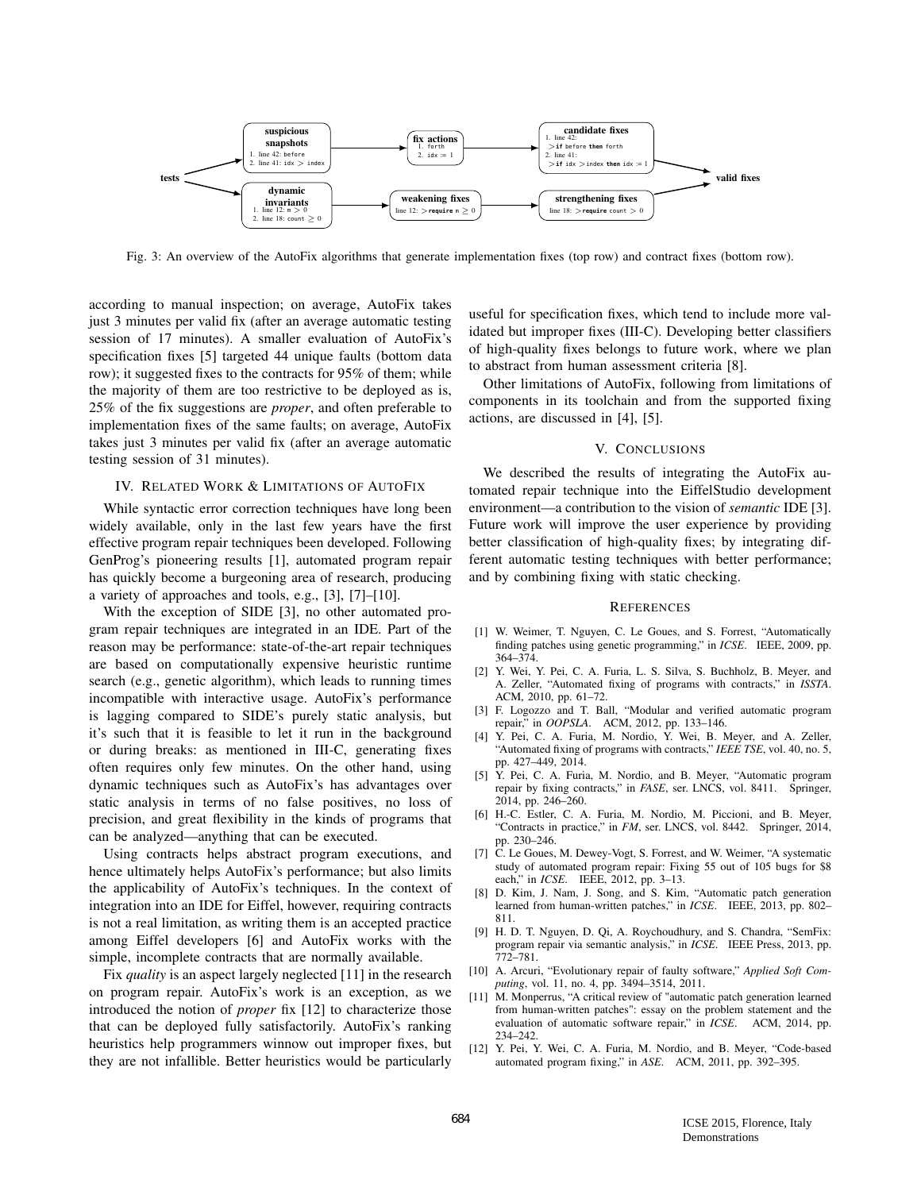tests

suspicious snapshots
1. line 42: before
2. line 41: idx > index

fix actions
1. forth
2. idx := 1

candidate fixes
1. line 42:
>if before then forth
2. line 41:
>if idx >index then idx := 1

valid fixes

dynamic invariants
1. line 12: n > 0
2. line 18: count ≥ 0

weakening fixes
line 12: >require n ≥ 0

strengthening fixes
line 18: >require count > 0

Fig. 3: An overview of the AutoFix algorithms that generate implementation fixes (top row) and contract fixes (bottom row).

according to manual inspection; on average, AutoFix takes just 3 minutes per valid fix (after an average automatic testing session of 17 minutes). A smaller evaluation of AutoFix's specification fixes [5] targeted 44 unique faults (bottom data row); it suggested fixes to the contracts for 95% of them; while the majority of them are too restrictive to be deployed as is, 25% of the fix suggestions are *proper*, and often preferable to implementation fixes of the same faults; on average, AutoFix takes just 3 minutes per valid fix (after an average automatic testing session of 31 minutes).

## IV. Related Work & Limitations of AutoFix

While syntactic error correction techniques have long been widely available, only in the last few years have the first effective program repair techniques been developed. Following GenProg's pioneering results [1], automated program repair has quickly become a burgeoning area of research, producing a variety of approaches and tools, e.g., [3], [7]–[10].

With the exception of SIDE [3], no other automated program repair techniques are integrated in an IDE. Part of the reason may be performance: state-of-the-art repair techniques are based on computationally expensive heuristic runtime search (e.g., genetic algorithm), which leads to running times incompatible with interactive usage. AutoFix's performance is lagging compared to SIDE's purely static analysis, but it's such that it is feasible to let it run in the background or during breaks: as mentioned in III-C, generating fixes often requires only few minutes. On the other hand, using dynamic techniques such as AutoFix's has advantages over static analysis in terms of no false positives, no loss of precision, and great flexibility in the kinds of programs that can be analyzed—anything that can be executed.

Using contracts helps abstract program executions, and hence ultimately helps AutoFix's performance; but also limits the applicability of AutoFix's techniques. In the context of integration into an IDE for Eiffel, however, requiring contracts is not a real limitation, as writing them is an accepted practice among Eiffel developers [6] and AutoFix works with the simple, incomplete contracts that are normally available.

Fix *quality* is an aspect largely neglected [11] in the research on program repair. AutoFix's work is an exception, as we introduced the notion of *proper* fix [12] to characterize those that can be deployed fully satisfactorily. AutoFix's ranking heuristics help programmers winnow out improper fixes, but they are not infallible. Better heuristics would be particularly useful for specification fixes, which tend to include more validated but improper fixes (III-C). Developing better classifiers of high-quality fixes belongs to future work, where we plan to abstract from human assessment criteria [8].

Other limitations of AutoFix, following from limitations of components in its toolchain and from the supported fixing actions, are discussed in [4], [5].

## V. Conclusions

We described the results of integrating the AutoFix automated repair technique into the EiffelStudio development environment—a contribution to the vision of *semantic* IDE [3]. Future work will improve the user experience by providing better classification of high-quality fixes; by integrating different automatic testing techniques with better performance; and by combining fixing with static checking.

## References

[1] W. Weimer, T. Nguyen, C. Le Goues, and S. Forrest, "Automatically finding patches using genetic programming," in *ICSE*. IEEE, 2009, pp. 364–374.

[2] Y. Wei, Y. Pei, C. A. Furia, L. S. Silva, S. Buchholz, B. Meyer, and A. Zeller, "Automated fixing of programs with contracts," in *ISSTA*. ACM, 2010, pp. 61–72.

[3] F. Logozzo and T. Ball, "Modular and verified automatic program repair," in *OOPSLA*. ACM, 2012, pp. 133–146.

[4] Y. Pei, C. A. Furia, M. Nordio, Y. Wei, B. Meyer, and A. Zeller, "Automated fixing of programs with contracts," *IEEE TSE*, vol. 40, no. 5, pp. 427–449, 2014.

[5] Y. Pei, C. A. Furia, M. Nordio, and B. Meyer, "Automatic program repair by fixing contracts," in *FASE*, ser. LNCS, vol. 8411. Springer, 2014, pp. 246–260.

[6] H.-C. Estler, C. A. Furia, M. Nordio, M. Piccioni, and B. Meyer, "Contracts in practice," in *FM*, ser. LNCS, vol. 8442. Springer, 2014, pp. 230–246.

[7] C. Le Goues, M. Dewey-Vogt, S. Forrest, and W. Weimer, "A systematic study of automated program repair: Fixing 55 out of 105 bugs for $8 each," in *ICSE*. IEEE, 2012, pp. 3–13.

[8] D. Kim, J. Nam, J. Song, and S. Kim, "Automatic patch generation learned from human-written patches," in *ICSE*. IEEE, 2013, pp. 802–811.

[9] H. D. T. Nguyen, D. Qi, A. Roychoudhury, and S. Chandra, "SemFix: program repair via semantic analysis," in *ICSE*. IEEE Press, 2013, pp. 772–781.

[10] A. Arcuri, "Evolutionary repair of faulty software," *Applied Soft Computing*, vol. 11, no. 4, pp. 3494–3514, 2011.

[11] M. Monperrus, "A critical review of "automatic patch generation learned from human-written patches": essay on the problem statement and the evaluation of automatic software repair," in *ICSE*. ACM, 2014, pp. 234–242.

[12] Y. Pei, Y. Wei, C. A. Furia, M. Nordio, and B. Meyer, "Code-based automated program fixing," in *ASE*. ACM, 2011, pp. 392–395.